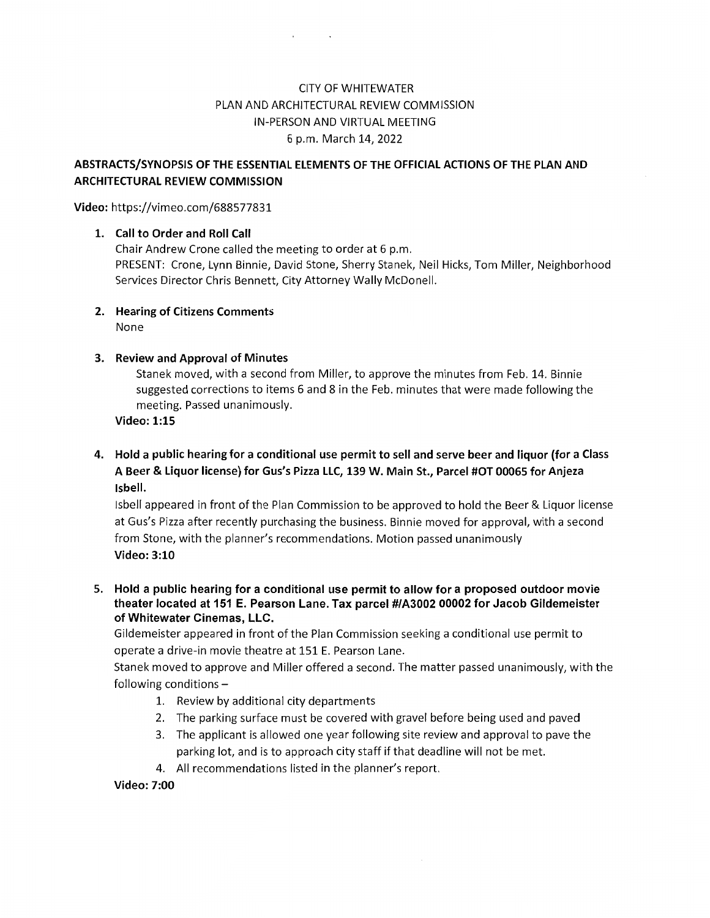CITY OF WHITEWATER
PLAN AND ARCHITECTURAL REVIEW COMMISSION
IN-PERSON AND VIRTUAL MEETING
6 p.m. March 14, 2022

**ABSTRACTS/SYNOPSIS OF THE ESSENTIAL ELEMENTS OF THE OFFICIAL ACTIONS OF THE PLAN AND ARCHITECTURAL REVIEW COMMISSION**

**Video:** https://vimeo.com/688577831

1. **Call to Order and Roll Call**
   Chair Andrew Crone called the meeting to order at 6 p.m.
   PRESENT: Crone, Lynn Binnie, David Stone, Sherry Stanek, Neil Hicks, Tom Miller, Neighborhood Services Director Chris Bennett, City Attorney Wally McDonell.

2. **Hearing of Citizens Comments**
   None

3. **Review and Approval of Minutes**
   Stanek moved, with a second from Miller, to approve the minutes from Feb. 14. Binnie suggested corrections to items 6 and 8 in the Feb. minutes that were made following the meeting. Passed unanimously.
   **Video: 1:15**

4. **Hold a public hearing for a conditional use permit to sell and serve beer and liquor (for a Class A Beer & Liquor license) for Gus's Pizza LLC, 139 W. Main St., Parcel #OT 00065 for Anjeza Isbell.**
   Isbell appeared in front of the Plan Commission to be approved to hold the Beer & Liquor license at Gus's Pizza after recently purchasing the business. Binnie moved for approval, with a second from Stone, with the planner's recommendations. Motion passed unanimously
   **Video: 3:10**

5. **Hold a public hearing for a conditional use permit to allow for a proposed outdoor movie theater located at 151 E. Pearson Lane. Tax parcel #/A3002 00002 for Jacob Gildemeister of Whitewater Cinemas, LLC.**
   Gildemeister appeared in front of the Plan Commission seeking a conditional use permit to operate a drive-in movie theatre at 151 E. Pearson Lane.
   Stanek moved to approve and Miller offered a second. The matter passed unanimously, with the following conditions –
   1. Review by additional city departments
   2. The parking surface must be covered with gravel before being used and paved
   3. The applicant is allowed one year following site review and approval to pave the parking lot, and is to approach city staff if that deadline will not be met.
   4. All recommendations listed in the planner's report.

   **Video: 7:00**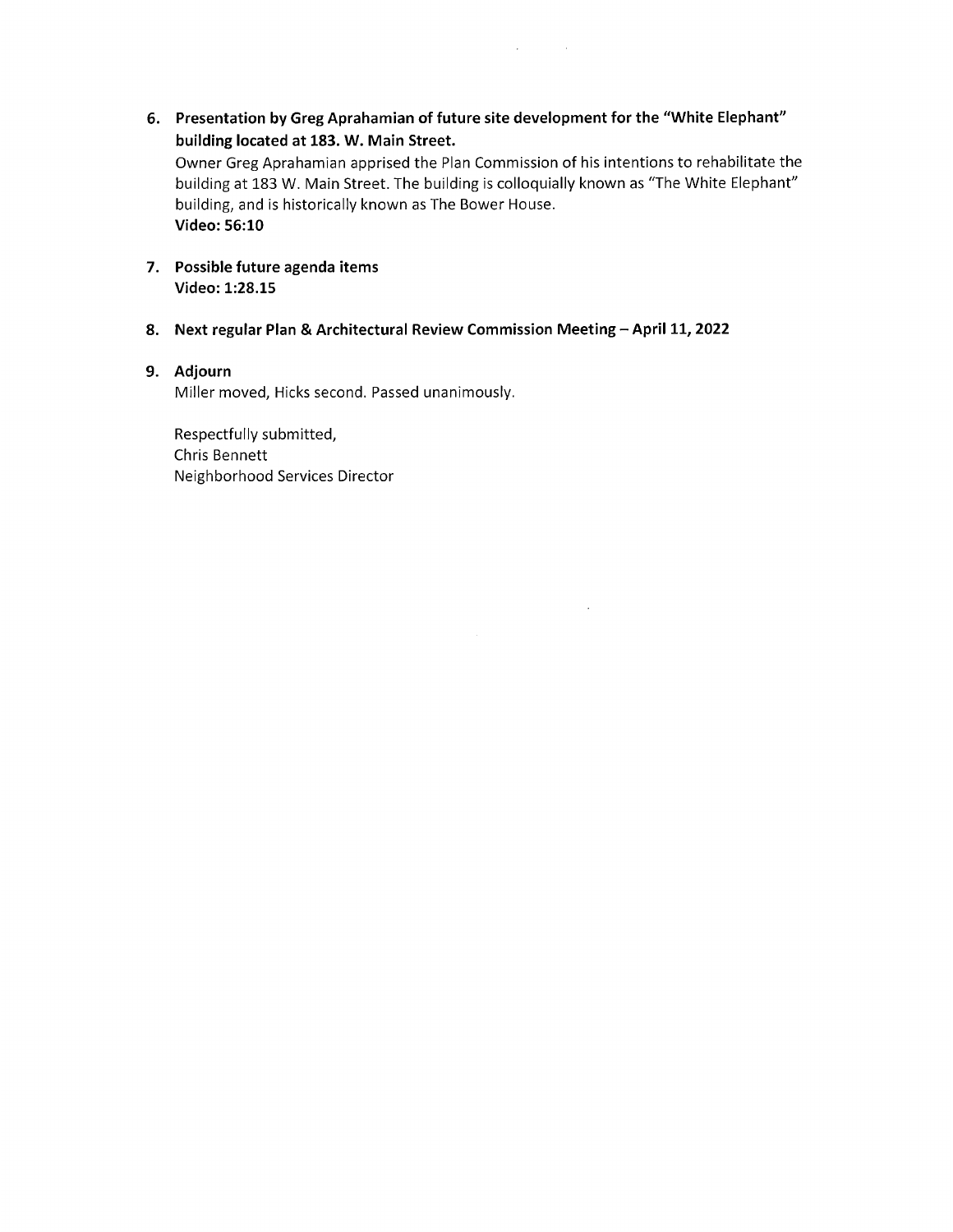6. **Presentation by Greg Aprahamian of future site development for the "White Elephant" building located at 183. W. Main Street.**
   Owner Greg Aprahamian apprised the Plan Commission of his intentions to rehabilitate the building at 183 W. Main Street. The building is colloquially known as "The White Elephant" building, and is historically known as The Bower House.
   **Video: 56:10**

7. **Possible future agenda items**
   **Video: 1:28.15**

8. **Next regular Plan & Architectural Review Commission Meeting – April 11, 2022**

9. **Adjourn**
   Miller moved, Hicks second. Passed unanimously.

   Respectfully submitted,
   Chris Bennett
   Neighborhood Services Director